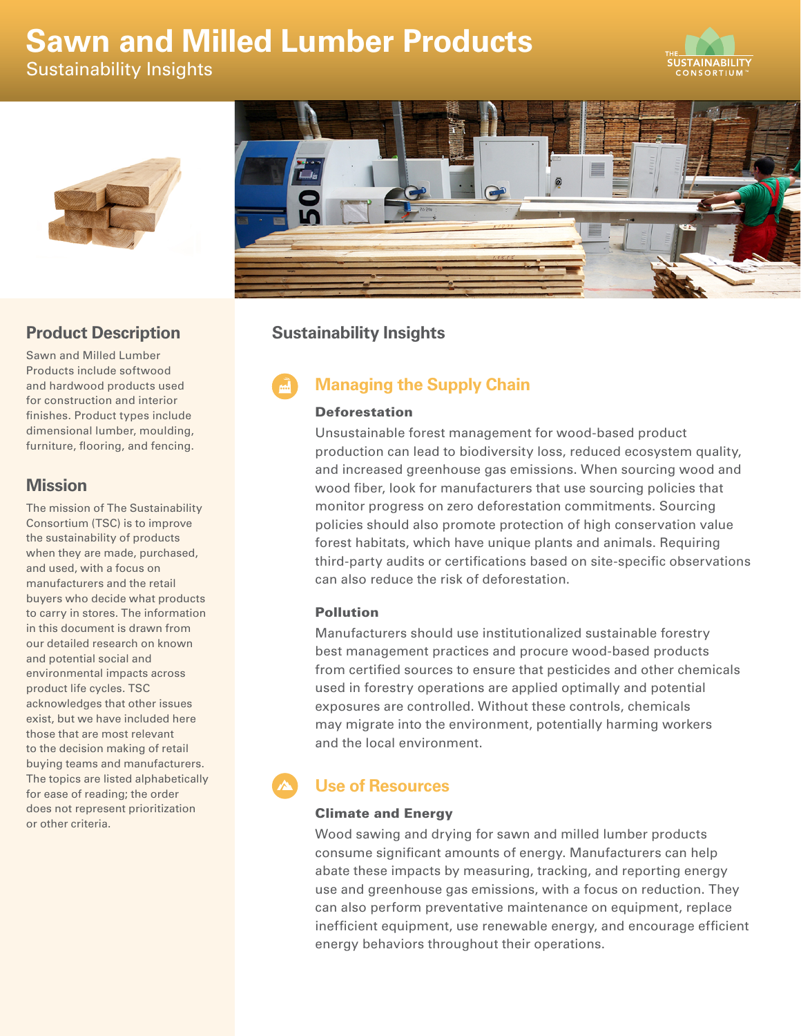# Sawn and Milled Lumber Products

Sustainability Insights

## Product Description

Sawn and Milled Lumber Products include softwood and hardwood products used for construction and interior finishes. Product types include dimensional lumber, moulding, furniture, flooring, and fencing.

## Mission

The mission of The Sustainability Consortium (TSC) is to improve the sustainability of products when they are made, purchased, and used, with a focus on manufacturers and the retail buyers who decide what products to carry in stores. The information in this document is drawn from our detailed research on known and potential social and environmental impacts across product life cycles. TSC acknowledges that other issues exist, but we have included here those that are most relevant to the decision making of retail buying teams and manufacturers. The topics are listed alphabetically for ease of reading; the order does not represent prioritization or other criteria.

## Sustainability Insights

### Managing the Supply Chain

#### Deforestation

Unsustainable forest management for wood-based product production can lead to biodiversity loss, reduced ecosystem quality, and increased greenhouse gas emissions. When sourcing wood and wood fiber, look for manufacturers that use sourcing policies that monitor progress on zero deforestation commitments. Sourcing policies should also promote protection of high conservation value forest habitats, which have unique plants and animals. Requiring third-party audits or certifications based on site-specific observations can also reduce the risk of deforestation.

#### Pollution

Manufacturers should use institutionalized sustainable forestry best management practices and procure wood-based products from certified sources to ensure that pesticides and other chemicals used in forestry operations are applied optimally and potential exposures are controlled. Without these controls, chemicals may migrate into the environment, potentially harming workers and the local environment.

### Use of Resources

#### Climate and Energy

Wood sawing and drying for sawn and milled lumber products consume significant amounts of energy. Manufacturers can help abate these impacts by measuring, tracking, and reporting energy use and greenhouse gas emissions, with a focus on reduction. They can also perform preventative maintenance on equipment, replace inefficient equipment, use renewable energy, and encourage efficient energy behaviors throughout their operations.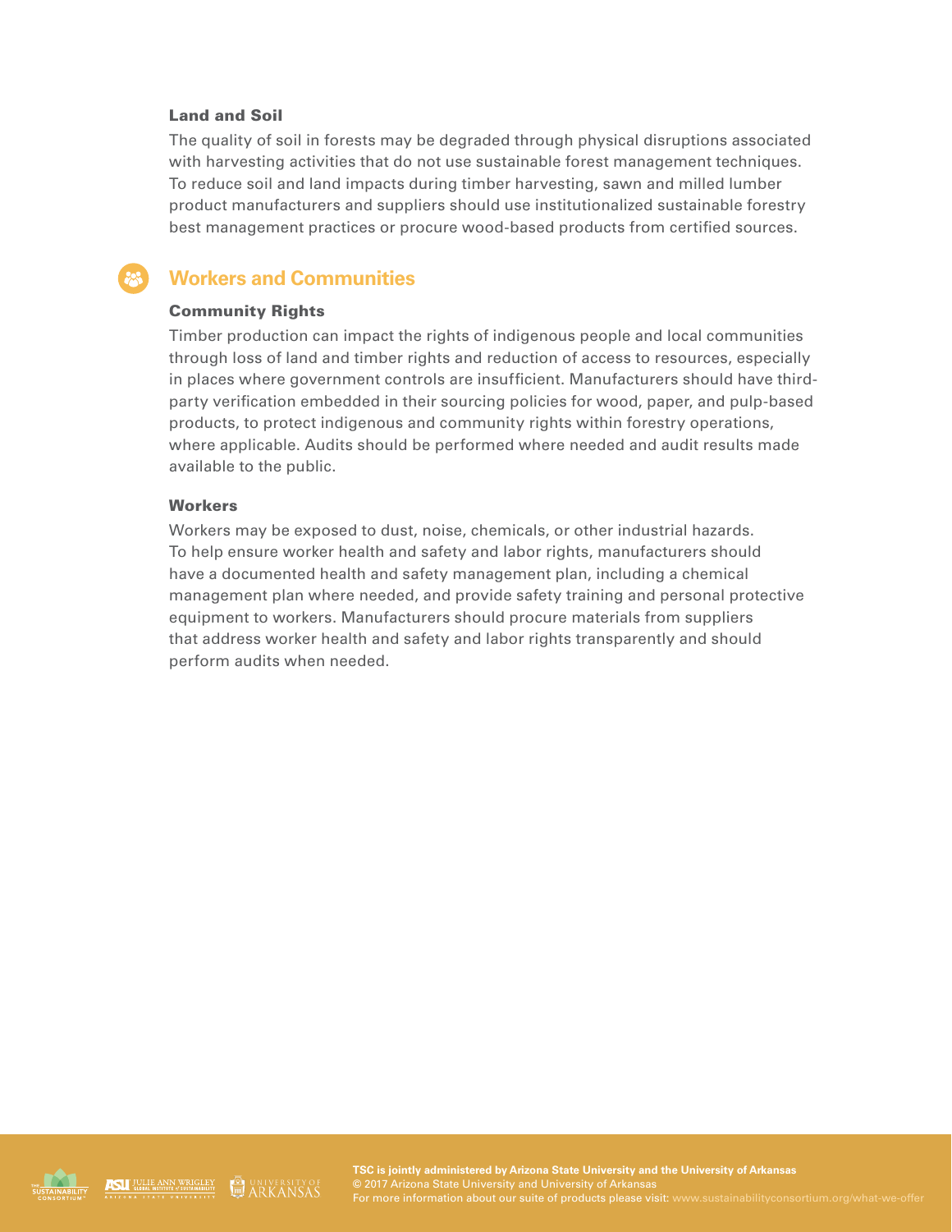### Land and Soil

The quality of soil in forests may be degraded through physical disruptions associated with harvesting activities that do not use sustainable forest management techniques. To reduce soil and land impacts during timber harvesting, sawn and milled lumber product manufacturers and suppliers should use institutionalized sustainable forestry best management practices or procure wood-based products from certified sources.

## Workers and Communities

### Community Rights

Timber production can impact the rights of indigenous people and local communities through loss of land and timber rights and reduction of access to resources, especially in places where government controls are insufficient. Manufacturers should have third-party verification embedded in their sourcing policies for wood, paper, and pulp-based products, to protect indigenous and community rights within forestry operations, where applicable. Audits should be performed where needed and audit results made available to the public.

### Workers

Workers may be exposed to dust, noise, chemicals, or other industrial hazards. To help ensure worker health and safety and labor rights, manufacturers should have a documented health and safety management plan, including a chemical management plan where needed, and provide safety training and personal protective equipment to workers. Manufacturers should procure materials from suppliers that address worker health and safety and labor rights transparently and should perform audits when needed.

**TSC is jointly administered by Arizona State University and the University of Arkansas**
© 2017 Arizona State University and University of Arkansas
For more information about our suite of products please visit: www.sustainabilityconsortium.org/what-we-offer